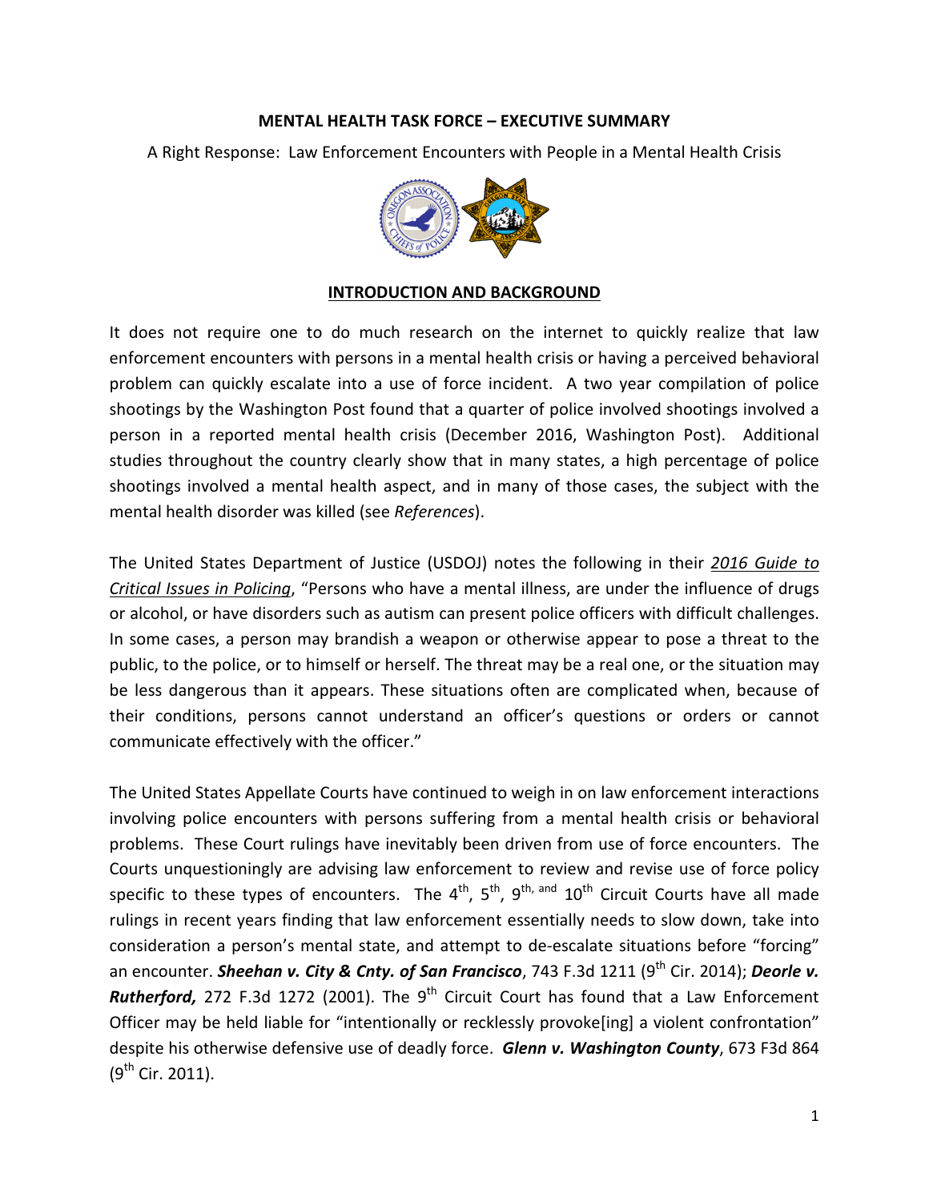**MENTAL HEALTH TASK FORCE – EXECUTIVE SUMMARY**

A Right Response: Law Enforcement Encounters with People in a Mental Health Crisis

## INTRODUCTION AND BACKGROUND

It does not require one to do much research on the internet to quickly realize that law enforcement encounters with persons in a mental health crisis or having a perceived behavioral problem can quickly escalate into a use of force incident. A two year compilation of police shootings by the Washington Post found that a quarter of police involved shootings involved a person in a reported mental health crisis (December 2016, Washington Post). Additional studies throughout the country clearly show that in many states, a high percentage of police shootings involved a mental health aspect, and in many of those cases, the subject with the mental health disorder was killed (see *References*).

The United States Department of Justice (USDOJ) notes the following in their *2016 Guide to Critical Issues in Policing*, "Persons who have a mental illness, are under the influence of drugs or alcohol, or have disorders such as autism can present police officers with difficult challenges. In some cases, a person may brandish a weapon or otherwise appear to pose a threat to the public, to the police, or to himself or herself. The threat may be a real one, or the situation may be less dangerous than it appears. These situations often are complicated when, because of their conditions, persons cannot understand an officer's questions or orders or cannot communicate effectively with the officer."

The United States Appellate Courts have continued to weigh in on law enforcement interactions involving police encounters with persons suffering from a mental health crisis or behavioral problems. These Court rulings have inevitably been driven from use of force encounters. The Courts unquestioningly are advising law enforcement to review and revise use of force policy specific to these types of encounters. The 4th, 5th, 9th, and 10th Circuit Courts have all made rulings in recent years finding that law enforcement essentially needs to slow down, take into consideration a person's mental state, and attempt to de-escalate situations before "forcing" an encounter. ***Sheehan v. City & Cnty. of San Francisco***, 743 F.3d 1211 (9th Cir. 2014); ***Deorle v. Rutherford,*** 272 F.3d 1272 (2001). The 9th Circuit Court has found that a Law Enforcement Officer may be held liable for "intentionally or recklessly provoke[ing] a violent confrontation" despite his otherwise defensive use of deadly force. ***Glenn v. Washington County***, 673 F3d 864 (9th Cir. 2011).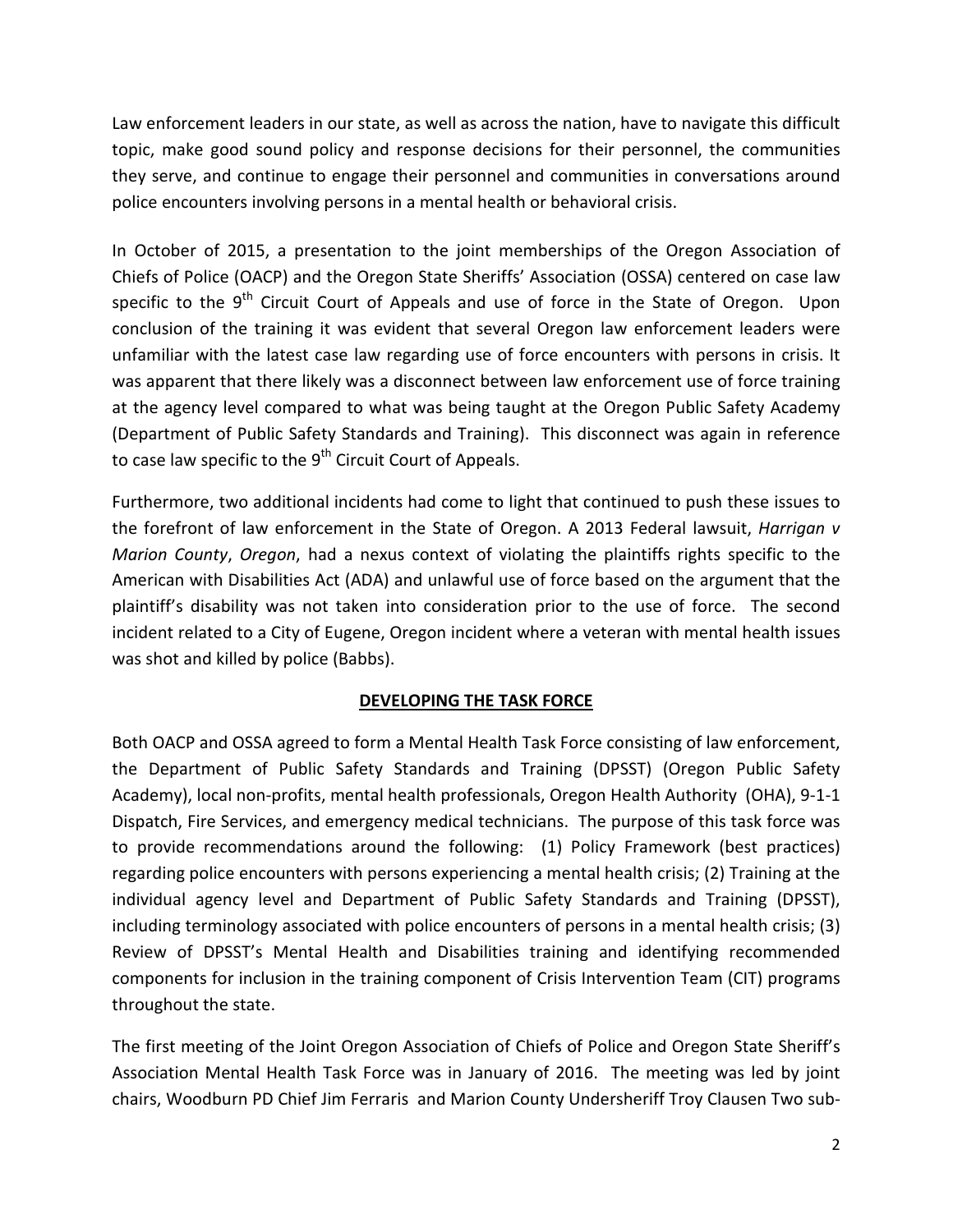Law enforcement leaders in our state, as well as across the nation, have to navigate this difficult topic, make good sound policy and response decisions for their personnel, the communities they serve, and continue to engage their personnel and communities in conversations around police encounters involving persons in a mental health or behavioral crisis.

In October of 2015, a presentation to the joint memberships of the Oregon Association of Chiefs of Police (OACP) and the Oregon State Sheriffs' Association (OSSA) centered on case law specific to the 9th Circuit Court of Appeals and use of force in the State of Oregon. Upon conclusion of the training it was evident that several Oregon law enforcement leaders were unfamiliar with the latest case law regarding use of force encounters with persons in crisis. It was apparent that there likely was a disconnect between law enforcement use of force training at the agency level compared to what was being taught at the Oregon Public Safety Academy (Department of Public Safety Standards and Training). This disconnect was again in reference to case law specific to the 9th Circuit Court of Appeals.

Furthermore, two additional incidents had come to light that continued to push these issues to the forefront of law enforcement in the State of Oregon. A 2013 Federal lawsuit, *Harrigan v Marion County*, *Oregon*, had a nexus context of violating the plaintiffs rights specific to the American with Disabilities Act (ADA) and unlawful use of force based on the argument that the plaintiff's disability was not taken into consideration prior to the use of force. The second incident related to a City of Eugene, Oregon incident where a veteran with mental health issues was shot and killed by police (Babbs).

## DEVELOPING THE TASK FORCE

Both OACP and OSSA agreed to form a Mental Health Task Force consisting of law enforcement, the Department of Public Safety Standards and Training (DPSST) (Oregon Public Safety Academy), local non-profits, mental health professionals, Oregon Health Authority (OHA), 9-1-1 Dispatch, Fire Services, and emergency medical technicians. The purpose of this task force was to provide recommendations around the following: (1) Policy Framework (best practices) regarding police encounters with persons experiencing a mental health crisis; (2) Training at the individual agency level and Department of Public Safety Standards and Training (DPSST), including terminology associated with police encounters of persons in a mental health crisis; (3) Review of DPSST's Mental Health and Disabilities training and identifying recommended components for inclusion in the training component of Crisis Intervention Team (CIT) programs throughout the state.

The first meeting of the Joint Oregon Association of Chiefs of Police and Oregon State Sheriff's Association Mental Health Task Force was in January of 2016. The meeting was led by joint chairs, Woodburn PD Chief Jim Ferraris and Marion County Undersheriff Troy Clausen Two sub-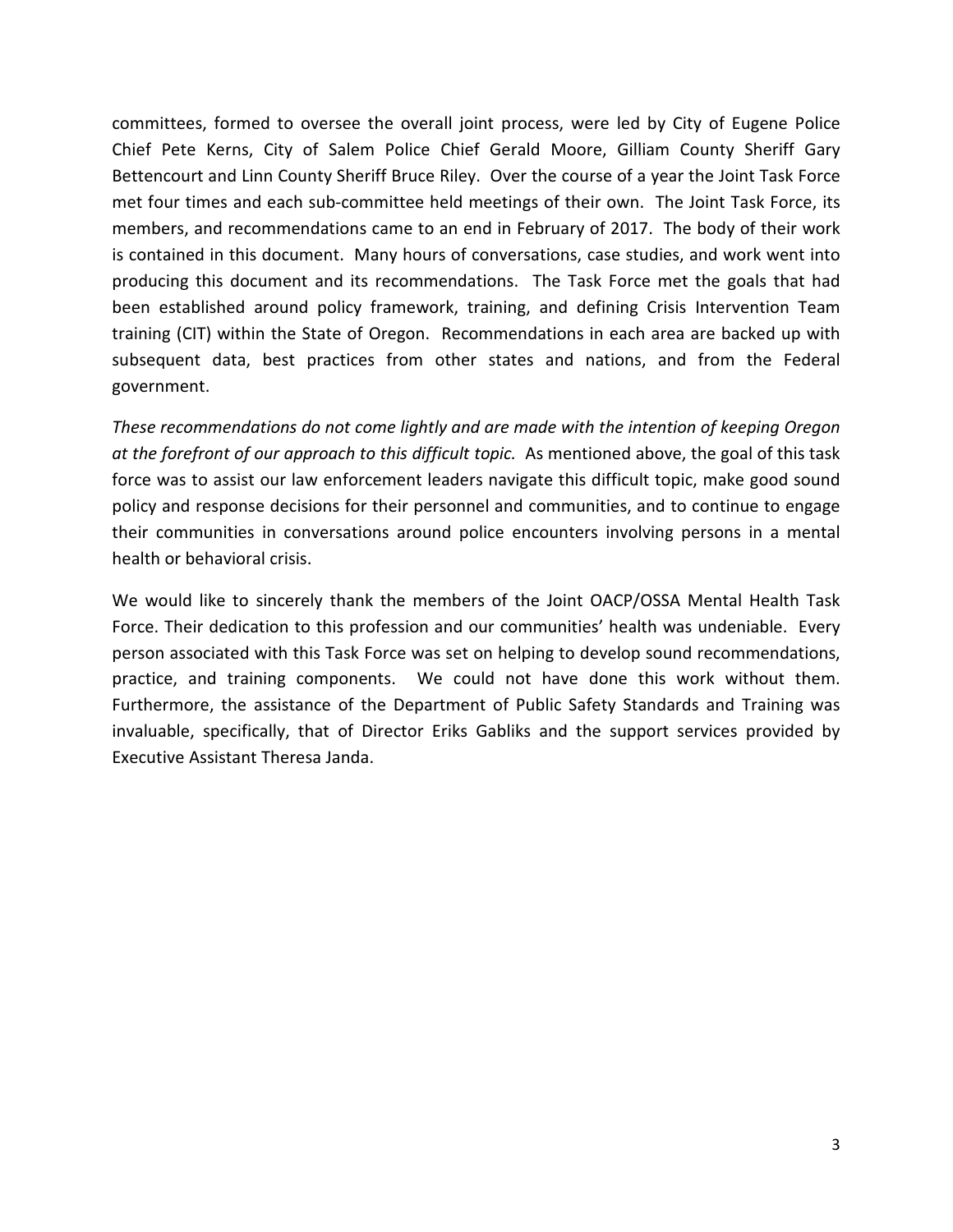committees, formed to oversee the overall joint process, were led by City of Eugene Police Chief Pete Kerns, City of Salem Police Chief Gerald Moore, Gilliam County Sheriff Gary Bettencourt and Linn County Sheriff Bruce Riley. Over the course of a year the Joint Task Force met four times and each sub-committee held meetings of their own. The Joint Task Force, its members, and recommendations came to an end in February of 2017. The body of their work is contained in this document. Many hours of conversations, case studies, and work went into producing this document and its recommendations. The Task Force met the goals that had been established around policy framework, training, and defining Crisis Intervention Team training (CIT) within the State of Oregon. Recommendations in each area are backed up with subsequent data, best practices from other states and nations, and from the Federal government.

*These recommendations do not come lightly and are made with the intention of keeping Oregon at the forefront of our approach to this difficult topic.* As mentioned above, the goal of this task force was to assist our law enforcement leaders navigate this difficult topic, make good sound policy and response decisions for their personnel and communities, and to continue to engage their communities in conversations around police encounters involving persons in a mental health or behavioral crisis.

We would like to sincerely thank the members of the Joint OACP/OSSA Mental Health Task Force. Their dedication to this profession and our communities' health was undeniable. Every person associated with this Task Force was set on helping to develop sound recommendations, practice, and training components. We could not have done this work without them. Furthermore, the assistance of the Department of Public Safety Standards and Training was invaluable, specifically, that of Director Eriks Gabliks and the support services provided by Executive Assistant Theresa Janda.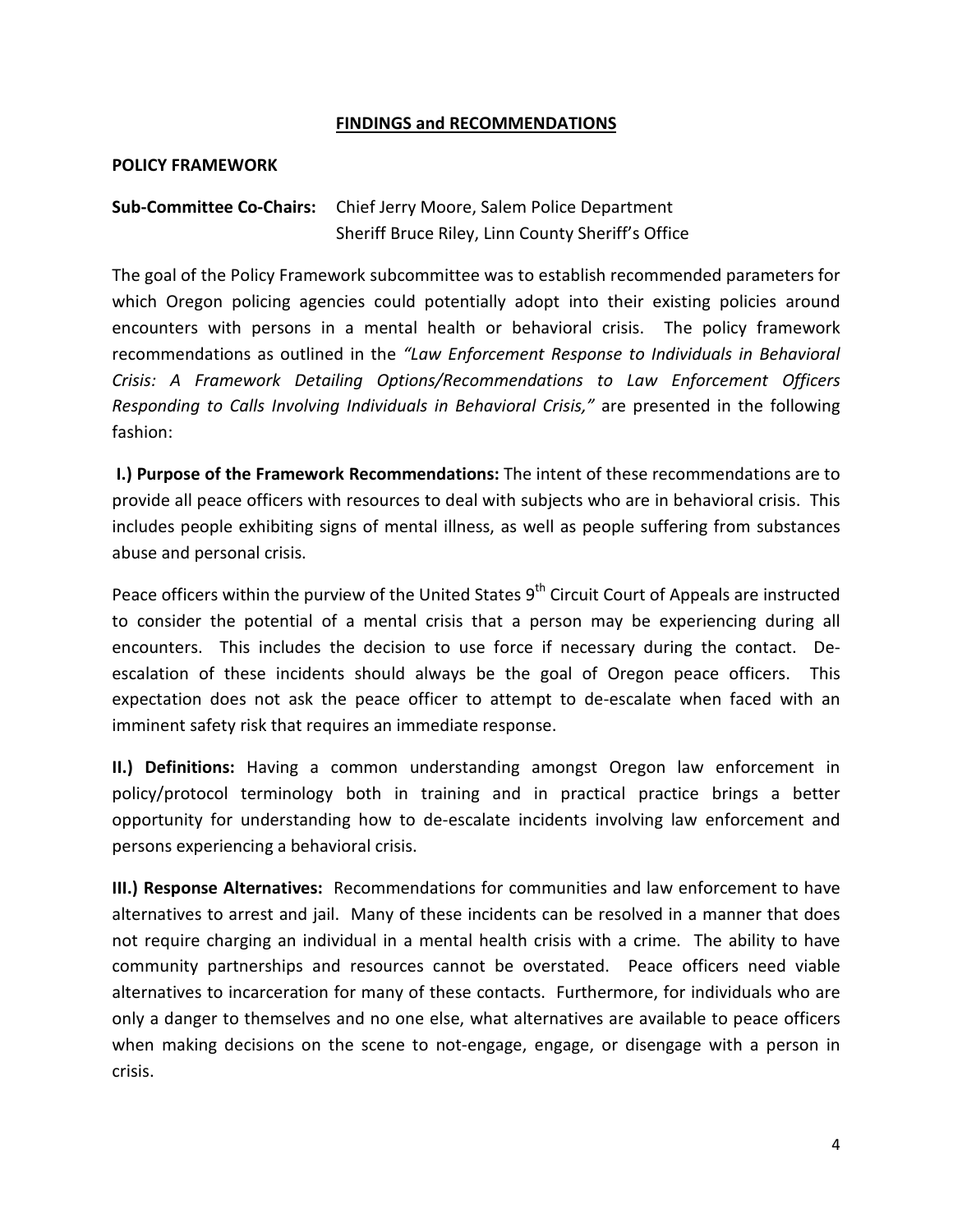## FINDINGS and RECOMMENDATIONS

### POLICY FRAMEWORK

**Sub-Committee Co-Chairs:** Chief Jerry Moore, Salem Police Department
Sheriff Bruce Riley, Linn County Sheriff's Office

The goal of the Policy Framework subcommittee was to establish recommended parameters for which Oregon policing agencies could potentially adopt into their existing policies around encounters with persons in a mental health or behavioral crisis. The policy framework recommendations as outlined in the *"Law Enforcement Response to Individuals in Behavioral Crisis: A Framework Detailing Options/Recommendations to Law Enforcement Officers Responding to Calls Involving Individuals in Behavioral Crisis,"* are presented in the following fashion:

**I.) Purpose of the Framework Recommendations:** The intent of these recommendations are to provide all peace officers with resources to deal with subjects who are in behavioral crisis. This includes people exhibiting signs of mental illness, as well as people suffering from substances abuse and personal crisis.

Peace officers within the purview of the United States 9th Circuit Court of Appeals are instructed to consider the potential of a mental crisis that a person may be experiencing during all encounters. This includes the decision to use force if necessary during the contact. De-escalation of these incidents should always be the goal of Oregon peace officers. This expectation does not ask the peace officer to attempt to de-escalate when faced with an imminent safety risk that requires an immediate response.

**II.) Definitions:** Having a common understanding amongst Oregon law enforcement in policy/protocol terminology both in training and in practical practice brings a better opportunity for understanding how to de-escalate incidents involving law enforcement and persons experiencing a behavioral crisis.

**III.) Response Alternatives:** Recommendations for communities and law enforcement to have alternatives to arrest and jail. Many of these incidents can be resolved in a manner that does not require charging an individual in a mental health crisis with a crime. The ability to have community partnerships and resources cannot be overstated. Peace officers need viable alternatives to incarceration for many of these contacts. Furthermore, for individuals who are only a danger to themselves and no one else, what alternatives are available to peace officers when making decisions on the scene to not-engage, engage, or disengage with a person in crisis.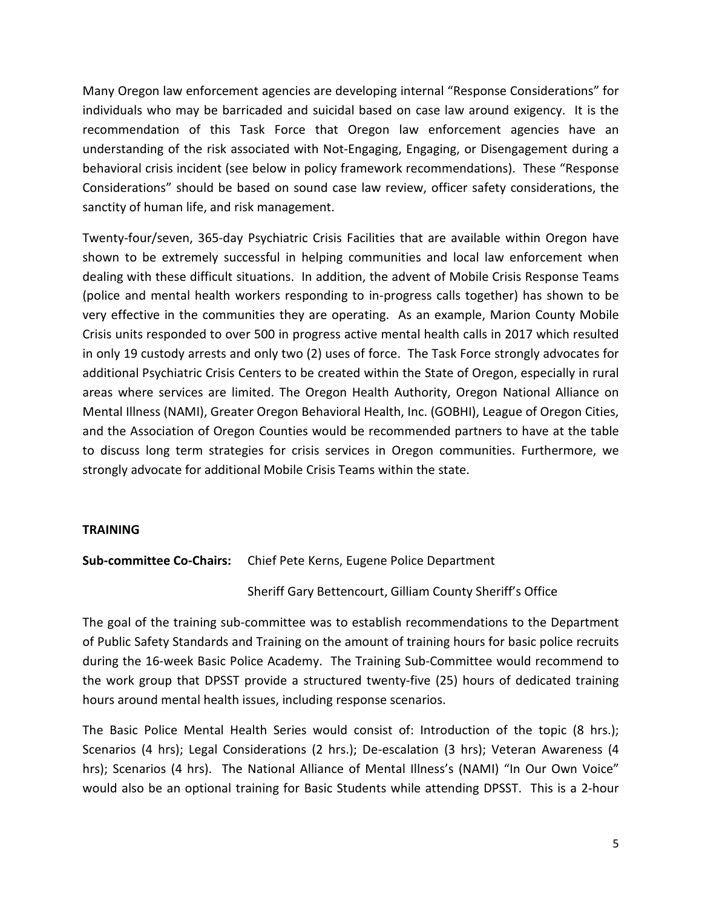Many Oregon law enforcement agencies are developing internal "Response Considerations" for individuals who may be barricaded and suicidal based on case law around exigency. It is the recommendation of this Task Force that Oregon law enforcement agencies have an understanding of the risk associated with Not-Engaging, Engaging, or Disengagement during a behavioral crisis incident (see below in policy framework recommendations). These "Response Considerations" should be based on sound case law review, officer safety considerations, the sanctity of human life, and risk management.

Twenty-four/seven, 365-day Psychiatric Crisis Facilities that are available within Oregon have shown to be extremely successful in helping communities and local law enforcement when dealing with these difficult situations. In addition, the advent of Mobile Crisis Response Teams (police and mental health workers responding to in-progress calls together) has shown to be very effective in the communities they are operating. As an example, Marion County Mobile Crisis units responded to over 500 in progress active mental health calls in 2017 which resulted in only 19 custody arrests and only two (2) uses of force. The Task Force strongly advocates for additional Psychiatric Crisis Centers to be created within the State of Oregon, especially in rural areas where services are limited. The Oregon Health Authority, Oregon National Alliance on Mental Illness (NAMI), Greater Oregon Behavioral Health, Inc. (GOBHI), League of Oregon Cities, and the Association of Oregon Counties would be recommended partners to have at the table to discuss long term strategies for crisis services in Oregon communities. Furthermore, we strongly advocate for additional Mobile Crisis Teams within the state.

**TRAINING**

**Sub-committee Co-Chairs:** Chief Pete Kerns, Eugene Police Department

Sheriff Gary Bettencourt, Gilliam County Sheriff's Office

The goal of the training sub-committee was to establish recommendations to the Department of Public Safety Standards and Training on the amount of training hours for basic police recruits during the 16-week Basic Police Academy. The Training Sub-Committee would recommend to the work group that DPSST provide a structured twenty-five (25) hours of dedicated training hours around mental health issues, including response scenarios.

The Basic Police Mental Health Series would consist of: Introduction of the topic (8 hrs.); Scenarios (4 hrs); Legal Considerations (2 hrs.); De-escalation (3 hrs); Veteran Awareness (4 hrs); Scenarios (4 hrs). The National Alliance of Mental Illness's (NAMI) "In Our Own Voice" would also be an optional training for Basic Students while attending DPSST. This is a 2-hour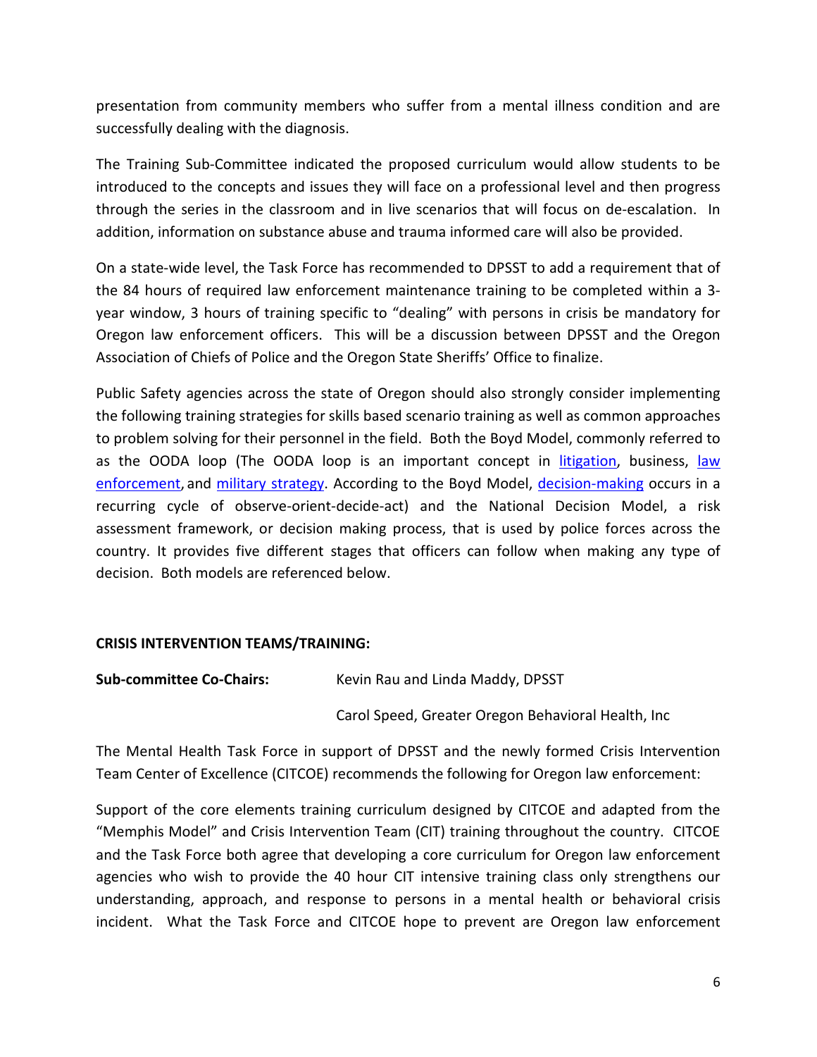presentation from community members who suffer from a mental illness condition and are successfully dealing with the diagnosis.

The Training Sub-Committee indicated the proposed curriculum would allow students to be introduced to the concepts and issues they will face on a professional level and then progress through the series in the classroom and in live scenarios that will focus on de-escalation. In addition, information on substance abuse and trauma informed care will also be provided.

On a state-wide level, the Task Force has recommended to DPSST to add a requirement that of the 84 hours of required law enforcement maintenance training to be completed within a 3-year window, 3 hours of training specific to "dealing" with persons in crisis be mandatory for Oregon law enforcement officers. This will be a discussion between DPSST and the Oregon Association of Chiefs of Police and the Oregon State Sheriffs' Office to finalize.

Public Safety agencies across the state of Oregon should also strongly consider implementing the following training strategies for skills based scenario training as well as common approaches to problem solving for their personnel in the field. Both the Boyd Model, commonly referred to as the OODA loop (The OODA loop is an important concept in litigation, business, law enforcement, and military strategy. According to the Boyd Model, decision-making occurs in a recurring cycle of observe-orient-decide-act) and the National Decision Model, a risk assessment framework, or decision making process, that is used by police forces across the country. It provides five different stages that officers can follow when making any type of decision. Both models are referenced below.

**CRISIS INTERVENTION TEAMS/TRAINING:**

**Sub-committee Co-Chairs:** Kevin Rau and Linda Maddy, DPSST

Carol Speed, Greater Oregon Behavioral Health, Inc

The Mental Health Task Force in support of DPSST and the newly formed Crisis Intervention Team Center of Excellence (CITCOE) recommends the following for Oregon law enforcement:

Support of the core elements training curriculum designed by CITCOE and adapted from the "Memphis Model" and Crisis Intervention Team (CIT) training throughout the country. CITCOE and the Task Force both agree that developing a core curriculum for Oregon law enforcement agencies who wish to provide the 40 hour CIT intensive training class only strengthens our understanding, approach, and response to persons in a mental health or behavioral crisis incident. What the Task Force and CITCOE hope to prevent are Oregon law enforcement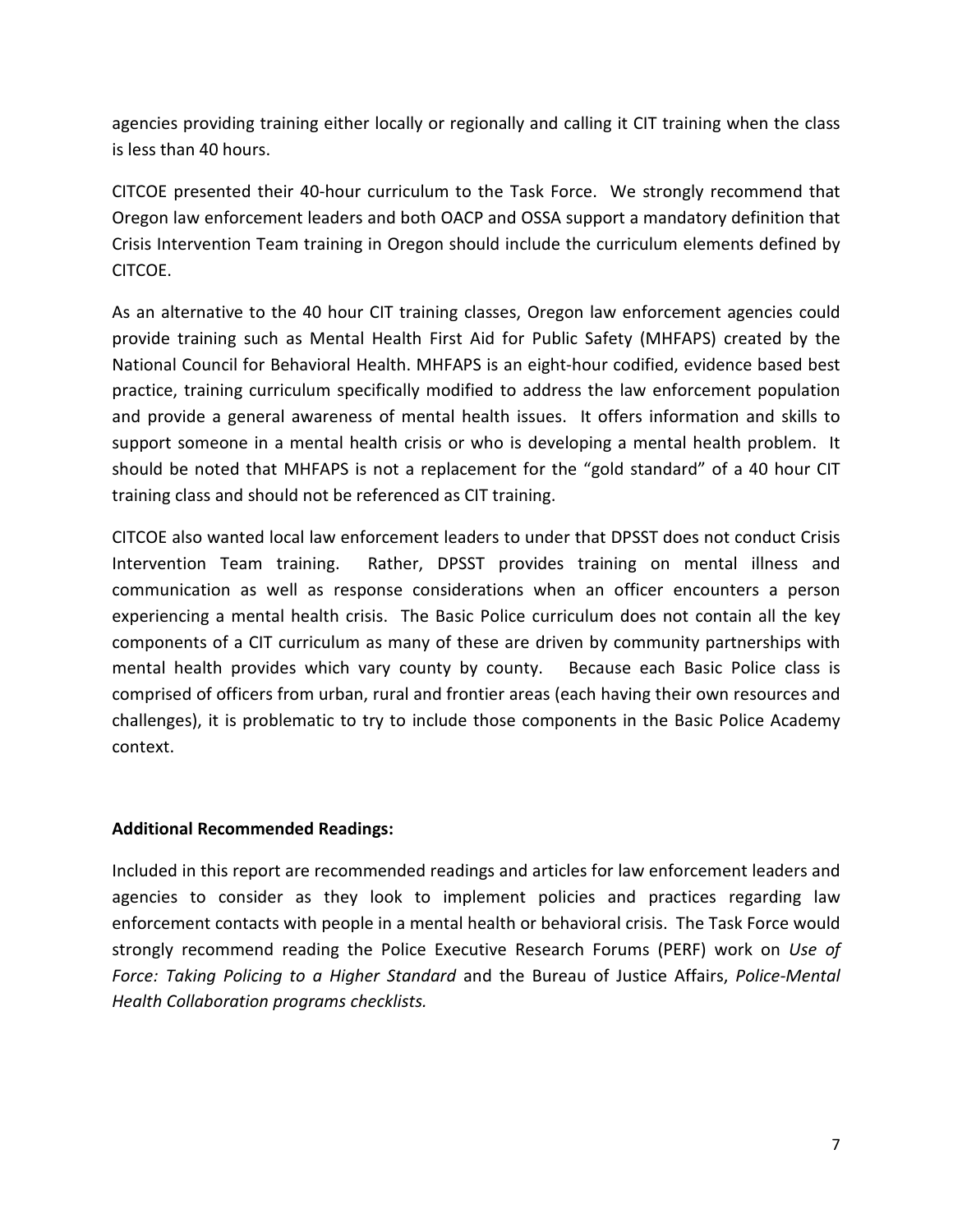agencies providing training either locally or regionally and calling it CIT training when the class is less than 40 hours.

CITCOE presented their 40-hour curriculum to the Task Force. We strongly recommend that Oregon law enforcement leaders and both OACP and OSSA support a mandatory definition that Crisis Intervention Team training in Oregon should include the curriculum elements defined by CITCOE.

As an alternative to the 40 hour CIT training classes, Oregon law enforcement agencies could provide training such as Mental Health First Aid for Public Safety (MHFAPS) created by the National Council for Behavioral Health. MHFAPS is an eight-hour codified, evidence based best practice, training curriculum specifically modified to address the law enforcement population and provide a general awareness of mental health issues. It offers information and skills to support someone in a mental health crisis or who is developing a mental health problem. It should be noted that MHFAPS is not a replacement for the "gold standard" of a 40 hour CIT training class and should not be referenced as CIT training.

CITCOE also wanted local law enforcement leaders to under that DPSST does not conduct Crisis Intervention Team training. Rather, DPSST provides training on mental illness and communication as well as response considerations when an officer encounters a person experiencing a mental health crisis. The Basic Police curriculum does not contain all the key components of a CIT curriculum as many of these are driven by community partnerships with mental health provides which vary county by county. Because each Basic Police class is comprised of officers from urban, rural and frontier areas (each having their own resources and challenges), it is problematic to try to include those components in the Basic Police Academy context.

**Additional Recommended Readings:**

Included in this report are recommended readings and articles for law enforcement leaders and agencies to consider as they look to implement policies and practices regarding law enforcement contacts with people in a mental health or behavioral crisis. The Task Force would strongly recommend reading the Police Executive Research Forums (PERF) work on *Use of Force: Taking Policing to a Higher Standard* and the Bureau of Justice Affairs, *Police-Mental Health Collaboration programs checklists.*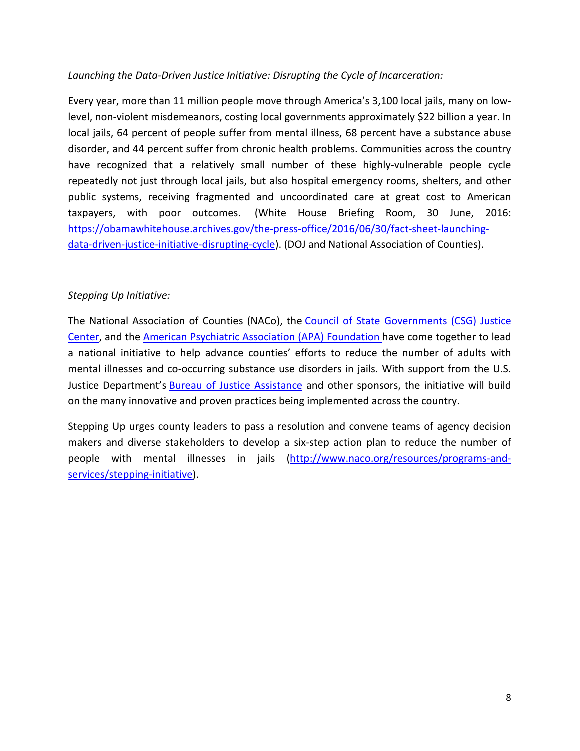*Launching the Data-Driven Justice Initiative: Disrupting the Cycle of Incarceration:*

Every year, more than 11 million people move through America's 3,100 local jails, many on low-level, non-violent misdemeanors, costing local governments approximately $22 billion a year. In local jails, 64 percent of people suffer from mental illness, 68 percent have a substance abuse disorder, and 44 percent suffer from chronic health problems. Communities across the country have recognized that a relatively small number of these highly-vulnerable people cycle repeatedly not just through local jails, but also hospital emergency rooms, shelters, and other public systems, receiving fragmented and uncoordinated care at great cost to American taxpayers, with poor outcomes. (White House Briefing Room, 30 June, 2016: [https://obamawhitehouse.archives.gov/the-press-office/2016/06/30/fact-sheet-launching-data-driven-justice-initiative-disrupting-cycle](https://obamawhitehouse.archives.gov/the-press-office/2016/06/30/fact-sheet-launching-data-driven-justice-initiative-disrupting-cycle)). (DOJ and National Association of Counties).

*Stepping Up Initiative:*

The National Association of Counties (NACo), the Council of State Governments (CSG) Justice Center, and the American Psychiatric Association (APA) Foundation have come together to lead a national initiative to help advance counties' efforts to reduce the number of adults with mental illnesses and co-occurring substance use disorders in jails. With support from the U.S. Justice Department's Bureau of Justice Assistance and other sponsors, the initiative will build on the many innovative and proven practices being implemented across the country.

Stepping Up urges county leaders to pass a resolution and convene teams of agency decision makers and diverse stakeholders to develop a six-step action plan to reduce the number of people with mental illnesses in jails ([http://www.naco.org/resources/programs-and-services/stepping-initiative](http://www.naco.org/resources/programs-and-services/stepping-initiative)).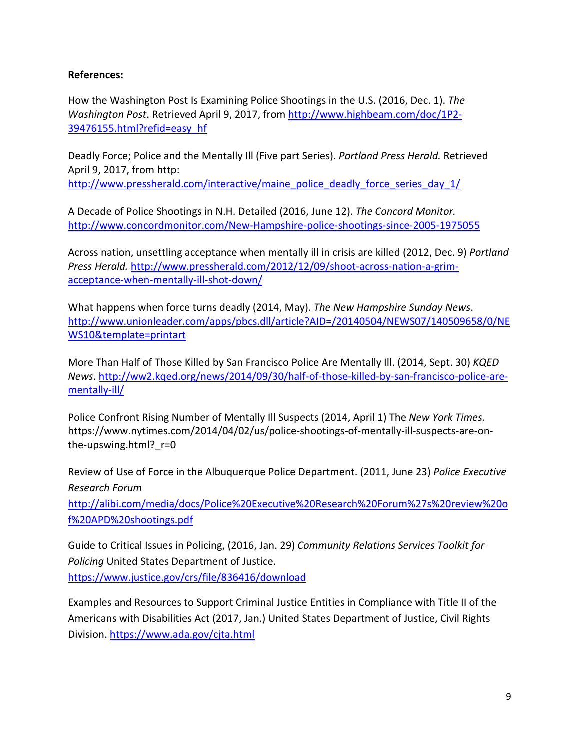**References:**

How the Washington Post Is Examining Police Shootings in the U.S. (2016, Dec. 1). *The Washington Post*. Retrieved April 9, 2017, from http://www.highbeam.com/doc/1P2-39476155.html?refid=easy_hf

Deadly Force; Police and the Mentally Ill (Five part Series). *Portland Press Herald.* Retrieved April 9, 2017, from http: http://www.pressherald.com/interactive/maine_police_deadly_force_series_day_1/

A Decade of Police Shootings in N.H. Detailed (2016, June 12). *The Concord Monitor.* http://www.concordmonitor.com/New-Hampshire-police-shootings-since-2005-1975055

Across nation, unsettling acceptance when mentally ill in crisis are killed (2012, Dec. 9) *Portland Press Herald.* http://www.pressherald.com/2012/12/09/shoot-across-nation-a-grim-acceptance-when-mentally-ill-shot-down/

What happens when force turns deadly (2014, May). *The New Hampshire Sunday News*. http://www.unionleader.com/apps/pbcs.dll/article?AID=/20140504/NEWS07/140509658/0/NEWS10&template=printart

More Than Half of Those Killed by San Francisco Police Are Mentally Ill. (2014, Sept. 30) *KQED News*. http://ww2.kqed.org/news/2014/09/30/half-of-those-killed-by-san-francisco-police-are-mentally-ill/

Police Confront Rising Number of Mentally Ill Suspects (2014, April 1) The *New York Times.* https://www.nytimes.com/2014/04/02/us/police-shootings-of-mentally-ill-suspects-are-on-the-upswing.html?_r=0

Review of Use of Force in the Albuquerque Police Department. (2011, June 23) *Police Executive Research Forum* http://alibi.com/media/docs/Police%20Executive%20Research%20Forum%27s%20review%20of%20APD%20shootings.pdf

Guide to Critical Issues in Policing, (2016, Jan. 29) *Community Relations Services Toolkit for Policing* United States Department of Justice. https://www.justice.gov/crs/file/836416/download

Examples and Resources to Support Criminal Justice Entities in Compliance with Title II of the Americans with Disabilities Act (2017, Jan.) United States Department of Justice, Civil Rights Division. https://www.ada.gov/cjta.html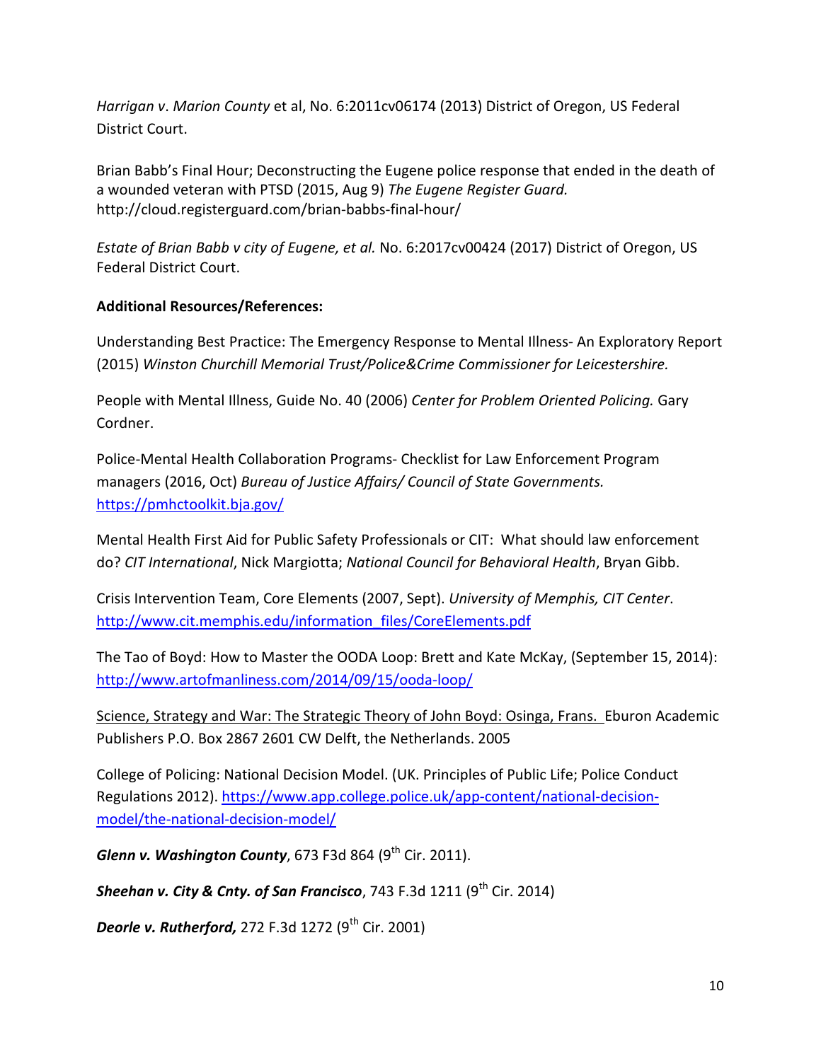*Harrigan v. Marion County* et al, No. 6:2011cv06174 (2013) District of Oregon, US Federal District Court.

Brian Babb's Final Hour; Deconstructing the Eugene police response that ended in the death of a wounded veteran with PTSD (2015, Aug 9) *The Eugene Register Guard.* http://cloud.registerguard.com/brian-babbs-final-hour/

*Estate of Brian Babb v city of Eugene, et al.* No. 6:2017cv00424 (2017) District of Oregon, US Federal District Court.

**Additional Resources/References:**

Understanding Best Practice: The Emergency Response to Mental Illness- An Exploratory Report (2015) *Winston Churchill Memorial Trust/Police&Crime Commissioner for Leicestershire.*

People with Mental Illness, Guide No. 40 (2006) *Center for Problem Oriented Policing.* Gary Cordner.

Police-Mental Health Collaboration Programs- Checklist for Law Enforcement Program managers (2016, Oct) *Bureau of Justice Affairs/ Council of State Governments.* https://pmhctoolkit.bja.gov/

Mental Health First Aid for Public Safety Professionals or CIT: What should law enforcement do? *CIT International*, Nick Margiotta; *National Council for Behavioral Health*, Bryan Gibb.

Crisis Intervention Team, Core Elements (2007, Sept). *University of Memphis, CIT Center*. http://www.cit.memphis.edu/information_files/CoreElements.pdf

The Tao of Boyd: How to Master the OODA Loop: Brett and Kate McKay, (September 15, 2014): http://www.artofmanliness.com/2014/09/15/ooda-loop/

Science, Strategy and War: The Strategic Theory of John Boyd: Osinga, Frans. Eburon Academic Publishers P.O. Box 2867 2601 CW Delft, the Netherlands. 2005

College of Policing: National Decision Model. (UK. Principles of Public Life; Police Conduct Regulations 2012). https://www.app.college.police.uk/app-content/national-decision-model/the-national-decision-model/

***Glenn v. Washington County***, 673 F3d 864 (9th Cir. 2011).

***Sheehan v. City & Cnty. of San Francisco***, 743 F.3d 1211 (9th Cir. 2014)

***Deorle v. Rutherford,*** 272 F.3d 1272 (9th Cir. 2001)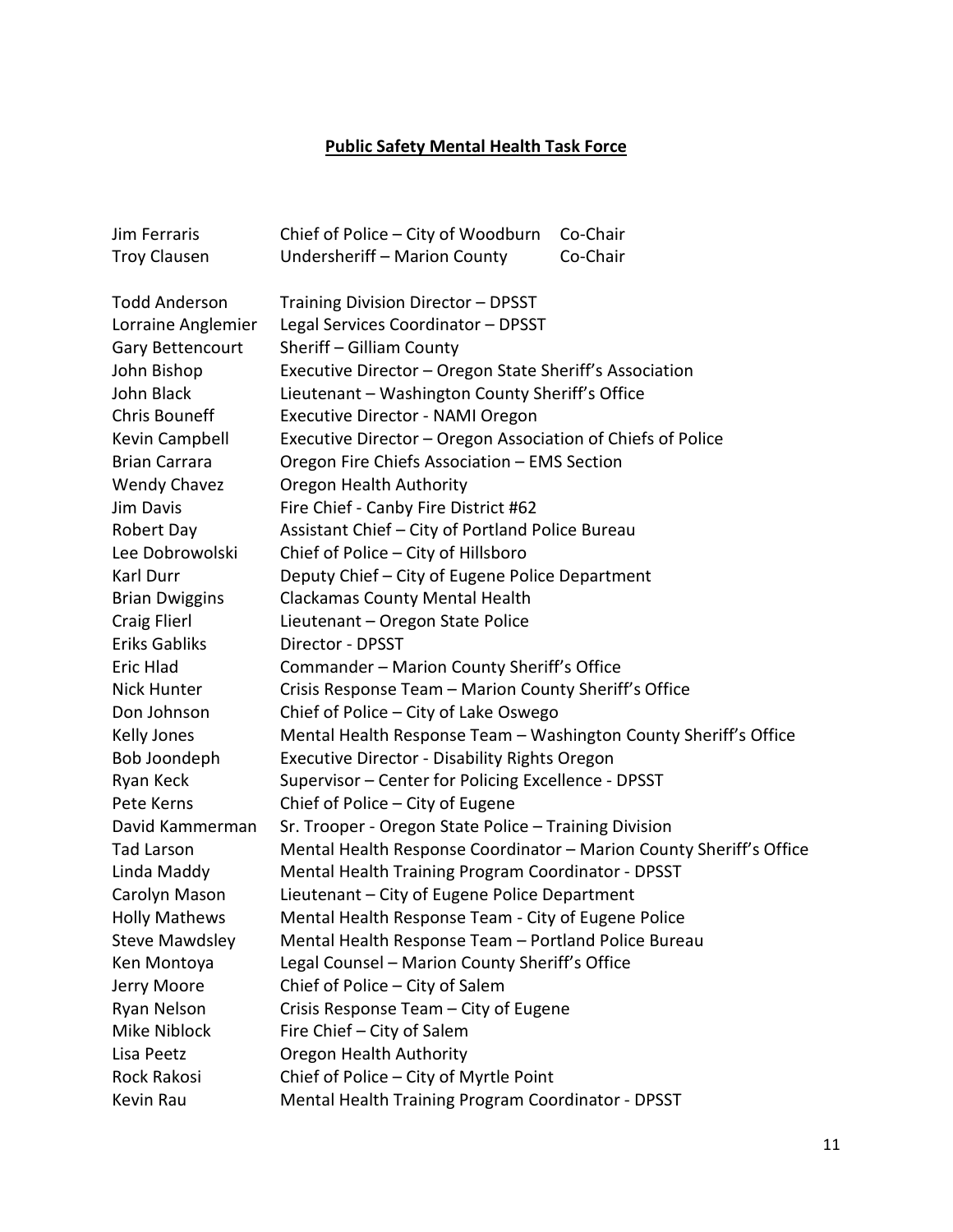# Public Safety Mental Health Task Force

| Name | Title | Role |
|---|---|---|
| Jim Ferraris | Chief of Police – City of Woodburn | Co-Chair |
| Troy Clausen | Undersheriff – Marion County | Co-Chair |

| Name | Title |
|---|---|
| Todd Anderson | Training Division Director – DPSST |
| Lorraine Anglemier | Legal Services Coordinator – DPSST |
| Gary Bettencourt | Sheriff – Gilliam County |
| John Bishop | Executive Director – Oregon State Sheriff's Association |
| John Black | Lieutenant – Washington County Sheriff's Office |
| Chris Bouneff | Executive Director - NAMI Oregon |
| Kevin Campbell | Executive Director – Oregon Association of Chiefs of Police |
| Brian Carrara | Oregon Fire Chiefs Association – EMS Section |
| Wendy Chavez | Oregon Health Authority |
| Jim Davis | Fire Chief - Canby Fire District #62 |
| Robert Day | Assistant Chief – City of Portland Police Bureau |
| Lee Dobrowolski | Chief of Police – City of Hillsboro |
| Karl Durr | Deputy Chief – City of Eugene Police Department |
| Brian Dwiggins | Clackamas County Mental Health |
| Craig Flierl | Lieutenant – Oregon State Police |
| Eriks Gabliks | Director - DPSST |
| Eric Hlad | Commander – Marion County Sheriff's Office |
| Nick Hunter | Crisis Response Team – Marion County Sheriff's Office |
| Don Johnson | Chief of Police – City of Lake Oswego |
| Kelly Jones | Mental Health Response Team – Washington County Sheriff's Office |
| Bob Joondeph | Executive Director - Disability Rights Oregon |
| Ryan Keck | Supervisor – Center for Policing Excellence - DPSST |
| Pete Kerns | Chief of Police – City of Eugene |
| David Kammerman | Sr. Trooper - Oregon State Police – Training Division |
| Tad Larson | Mental Health Response Coordinator – Marion County Sheriff's Office |
| Linda Maddy | Mental Health Training Program Coordinator - DPSST |
| Carolyn Mason | Lieutenant – City of Eugene Police Department |
| Holly Mathews | Mental Health Response Team - City of Eugene Police |
| Steve Mawdsley | Mental Health Response Team – Portland Police Bureau |
| Ken Montoya | Legal Counsel – Marion County Sheriff's Office |
| Jerry Moore | Chief of Police – City of Salem |
| Ryan Nelson | Crisis Response Team – City of Eugene |
| Mike Niblock | Fire Chief – City of Salem |
| Lisa Peetz | Oregon Health Authority |
| Rock Rakosi | Chief of Police – City of Myrtle Point |
| Kevin Rau | Mental Health Training Program Coordinator - DPSST |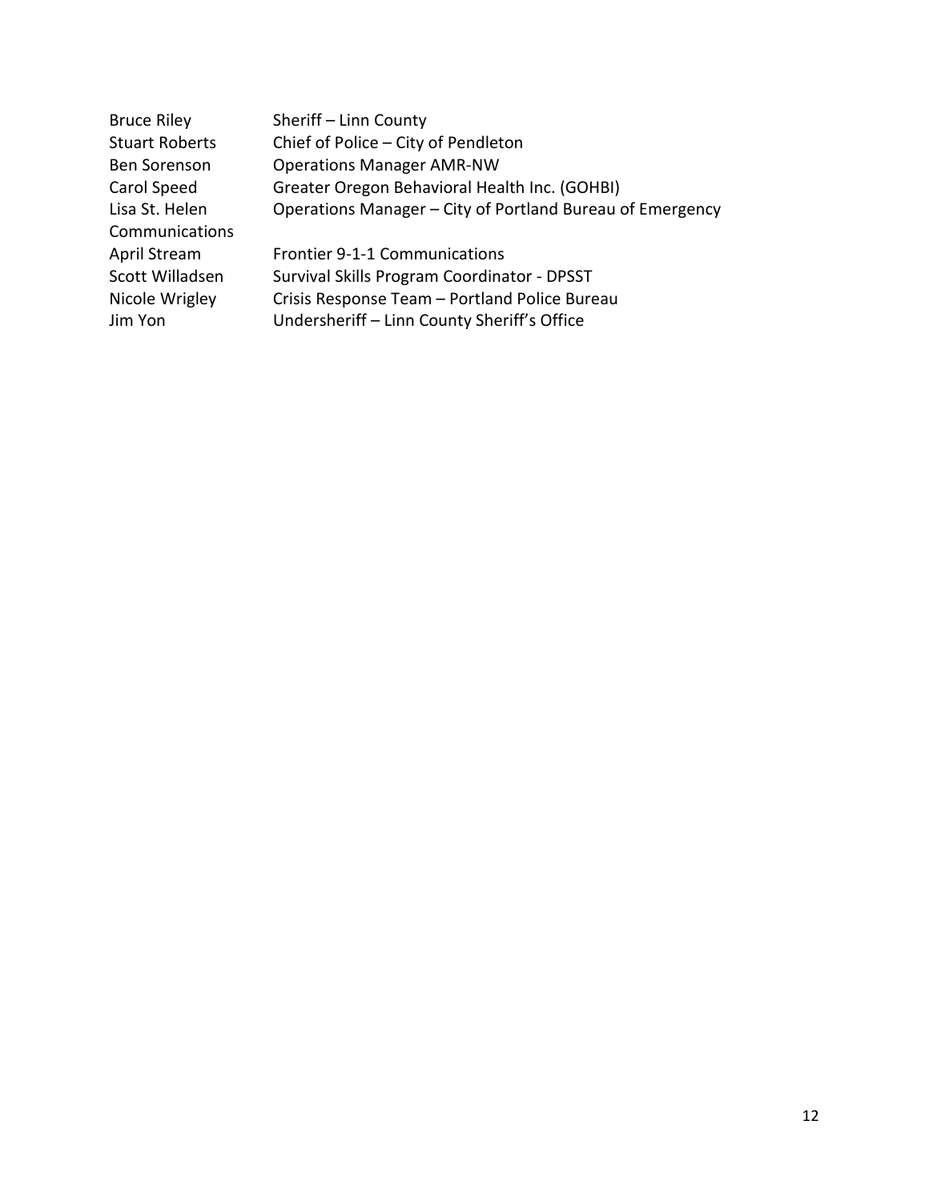| | |
|---|---|
| Bruce Riley | Sheriff – Linn County |
| Stuart Roberts | Chief of Police – City of Pendleton |
| Ben Sorenson | Operations Manager AMR-NW |
| Carol Speed | Greater Oregon Behavioral Health Inc. (GOHBI) |
| Lisa St. Helen | Operations Manager – City of Portland Bureau of Emergency Communications |
| April Stream | Frontier 9-1-1 Communications |
| Scott Willadsen | Survival Skills Program Coordinator - DPSST |
| Nicole Wrigley | Crisis Response Team – Portland Police Bureau |
| Jim Yon | Undersheriff – Linn County Sheriff's Office |